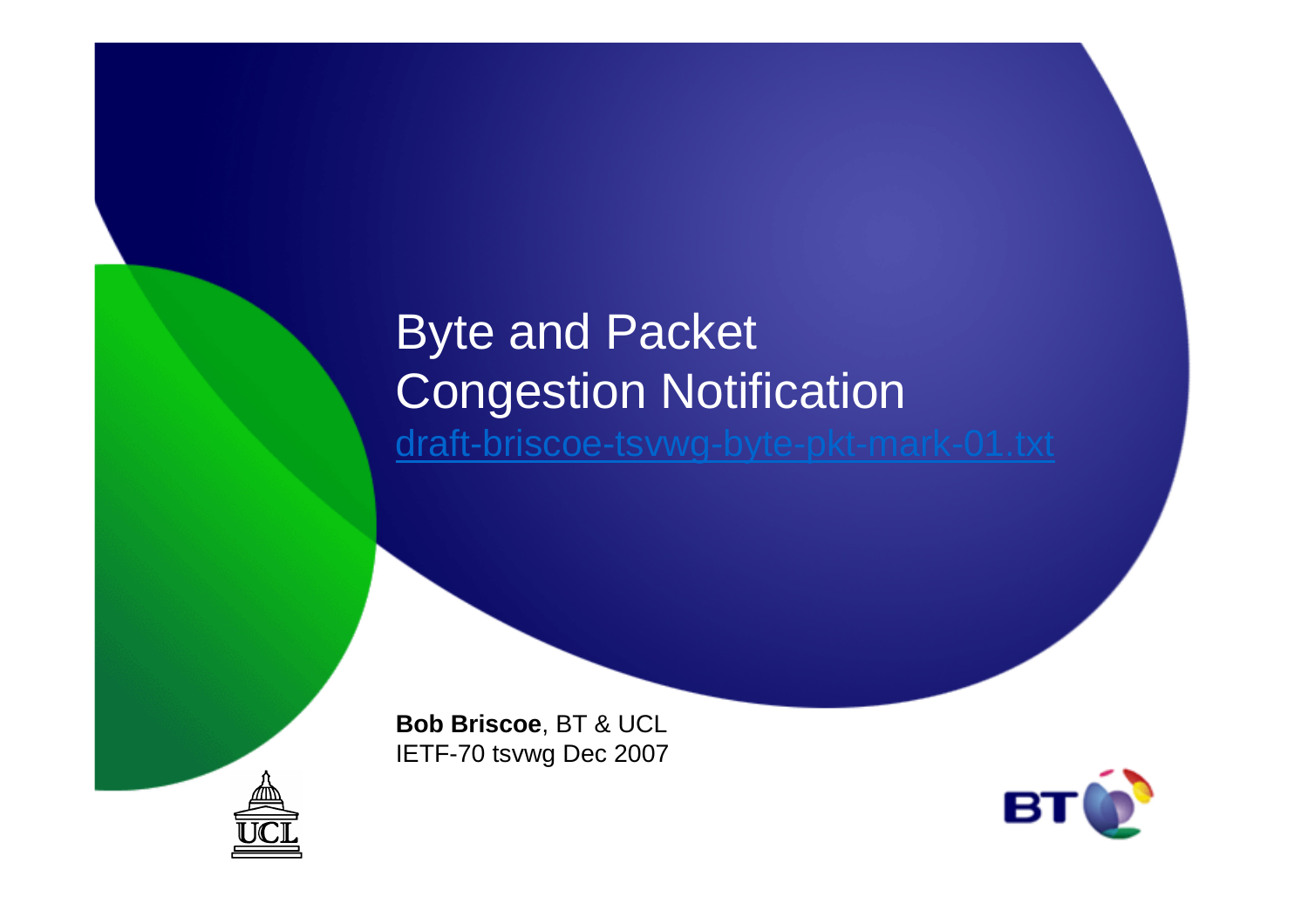# Byte and Packet Congestion Notification

draft-briscoe-tsvwg-byte-pkt-mark-01.txt

**Bob Briscoe**, BT & UCL
IETF-70 tsvwg Dec 2007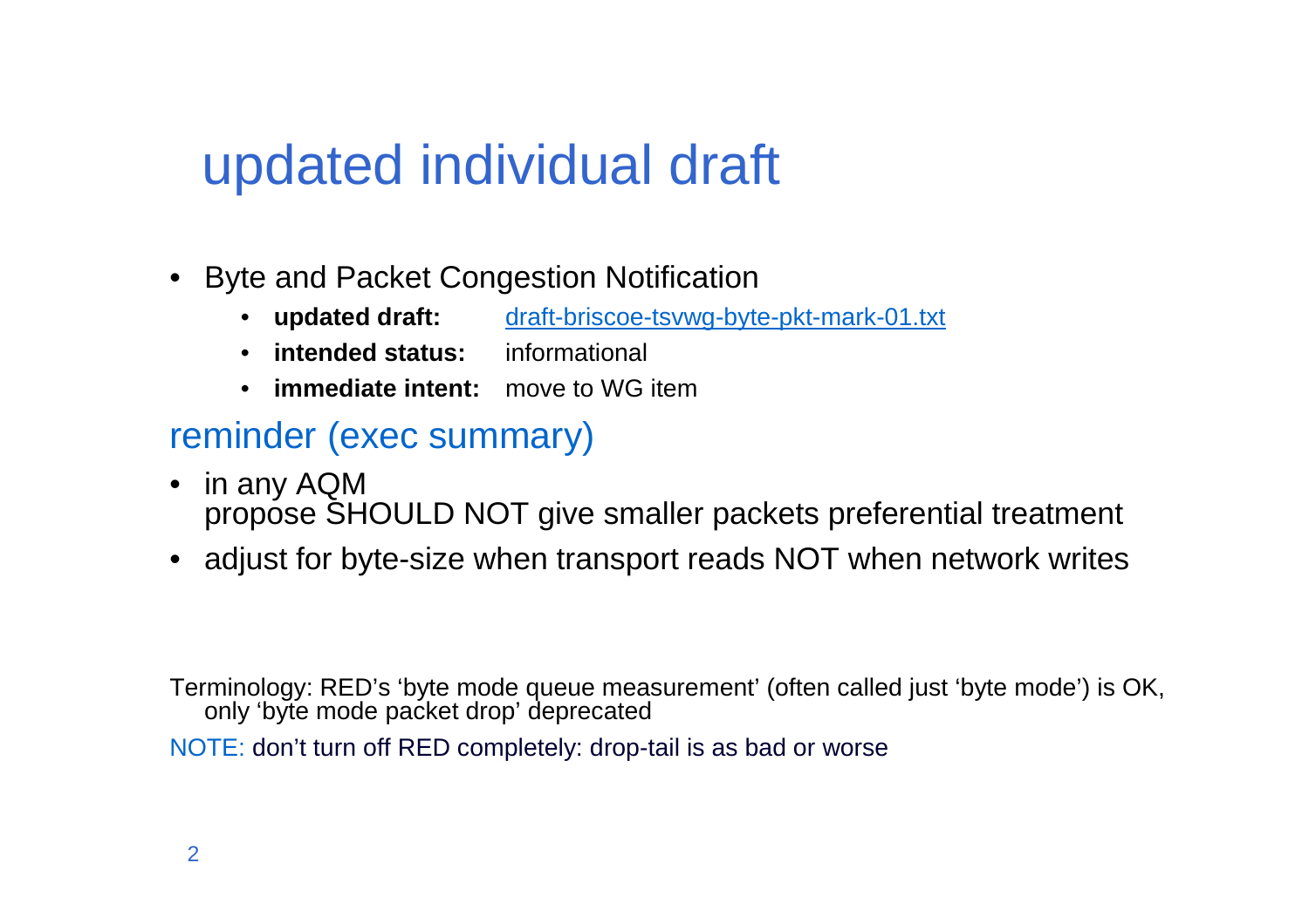# updated individual draft

- Byte and Packet Congestion Notification
  - **updated draft:** draft-briscoe-tsvwg-byte-pkt-mark-01.txt
  - **intended status:** informational
  - **immediate intent:** move to WG item

## reminder (exec summary)

- in any AQM
  propose SHOULD NOT give smaller packets preferential treatment
- adjust for byte-size when transport reads NOT when network writes

Terminology: RED's 'byte mode queue measurement' (often called just 'byte mode') is OK, only 'byte mode packet drop' deprecated

NOTE: don't turn off RED completely: drop-tail is as bad or worse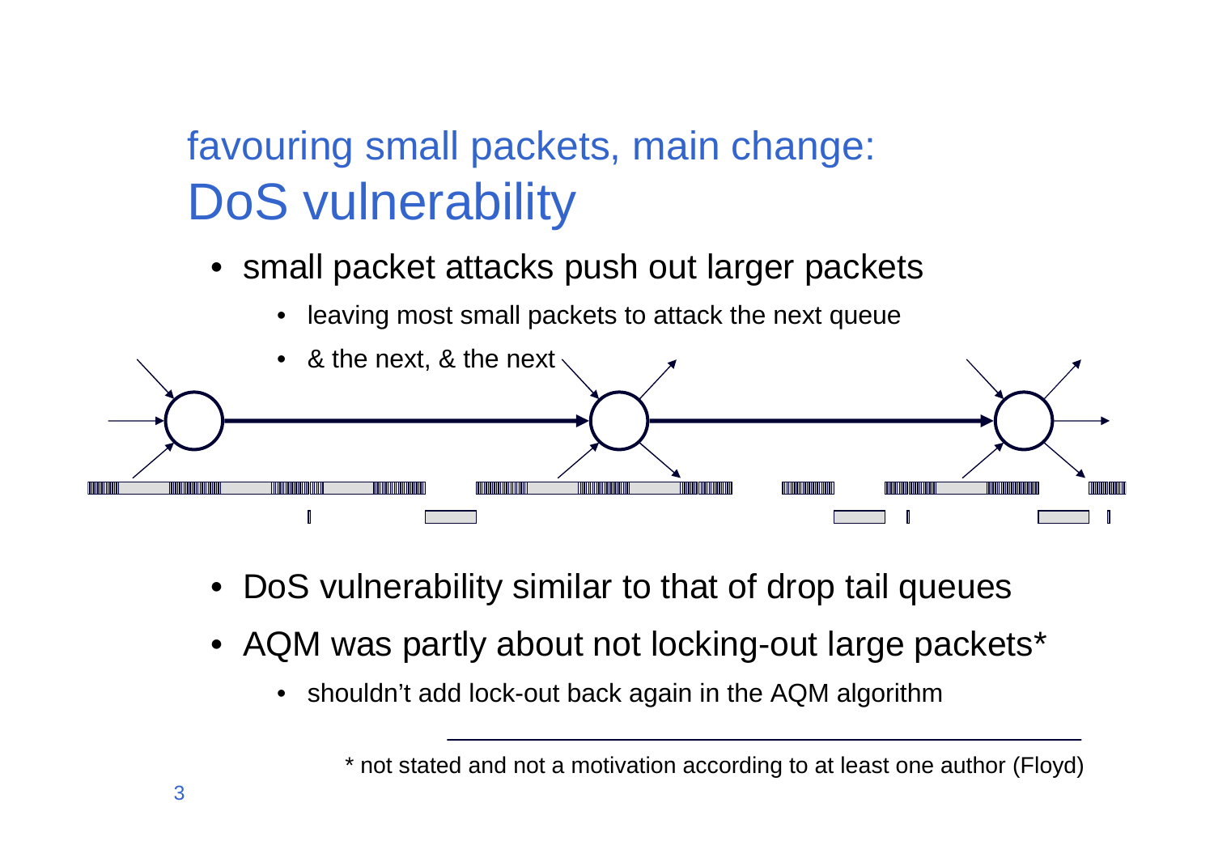# favouring small packets, main change: DoS vulnerability

- small packet attacks push out larger packets
  - leaving most small packets to attack the next queue
  - & the next, & the next
- DoS vulnerability similar to that of drop tail queues
- AQM was partly about not locking-out large packets*
  - shouldn't add lock-out back again in the AQM algorithm

---

* not stated and not a motivation according to at least one author (Floyd)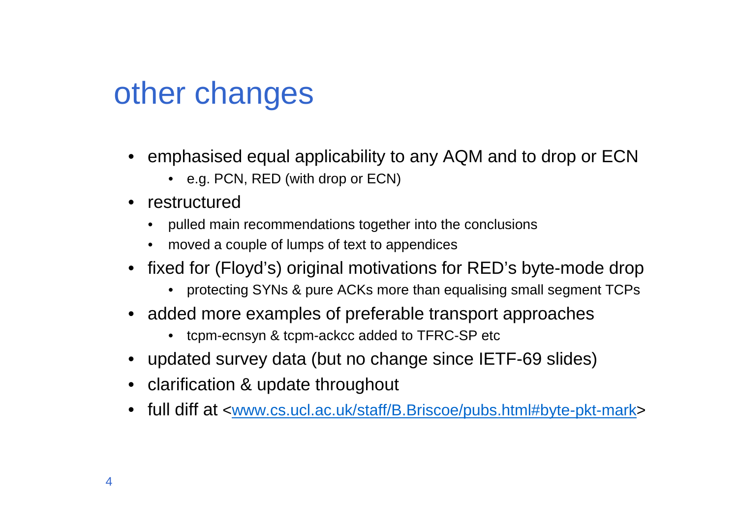# other changes

- emphasised equal applicability to any AQM and to drop or ECN
  - e.g. PCN, RED (with drop or ECN)
- restructured
  - pulled main recommendations together into the conclusions
  - moved a couple of lumps of text to appendices
- fixed for (Floyd's) original motivations for RED's byte-mode drop
  - protecting SYNs & pure ACKs more than equalising small segment TCPs
- added more examples of preferable transport approaches
  - tcpm-ecnsyn & tcpm-ackcc added to TFRC-SP etc
- updated survey data (but no change since IETF-69 slides)
- clarification & update throughout
- full diff at <[www.cs.ucl.ac.uk/staff/B.Briscoe/pubs.html#byte-pkt-mark](www.cs.ucl.ac.uk/staff/B.Briscoe/pubs.html#byte-pkt-mark)>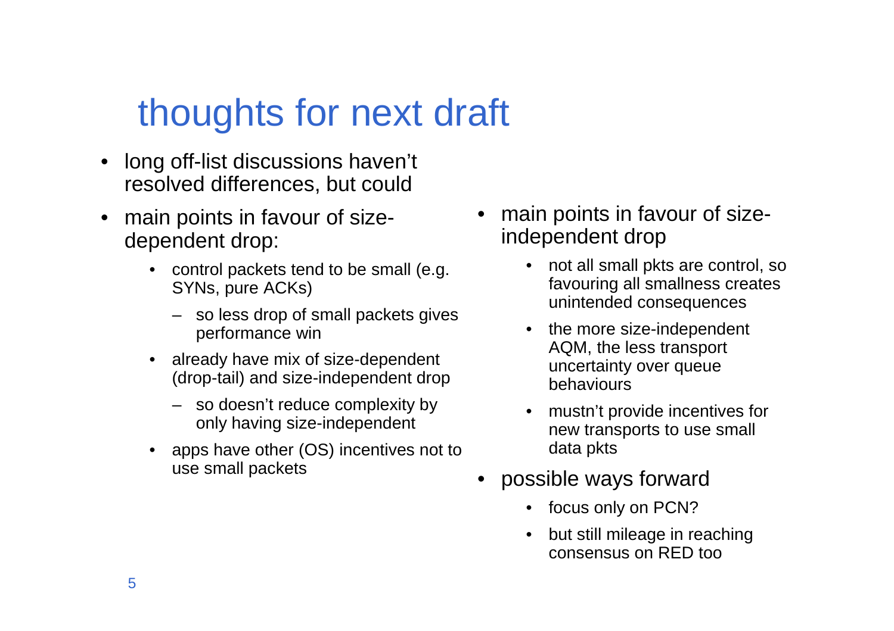# thoughts for next draft

- long off-list discussions haven't resolved differences, but could
- main points in favour of size-dependent drop:
  - control packets tend to be small (e.g. SYNs, pure ACKs)
    - so less drop of small packets gives performance win
  - already have mix of size-dependent (drop-tail) and size-independent drop
    - so doesn't reduce complexity by only having size-independent
  - apps have other (OS) incentives not to use small packets
- main points in favour of size-independent drop
  - not all small pkts are control, so favouring all smallness creates unintended consequences
  - the more size-independent AQM, the less transport uncertainty over queue behaviours
  - mustn't provide incentives for new transports to use small data pkts
- possible ways forward
  - focus only on PCN?
  - but still mileage in reaching consensus on RED too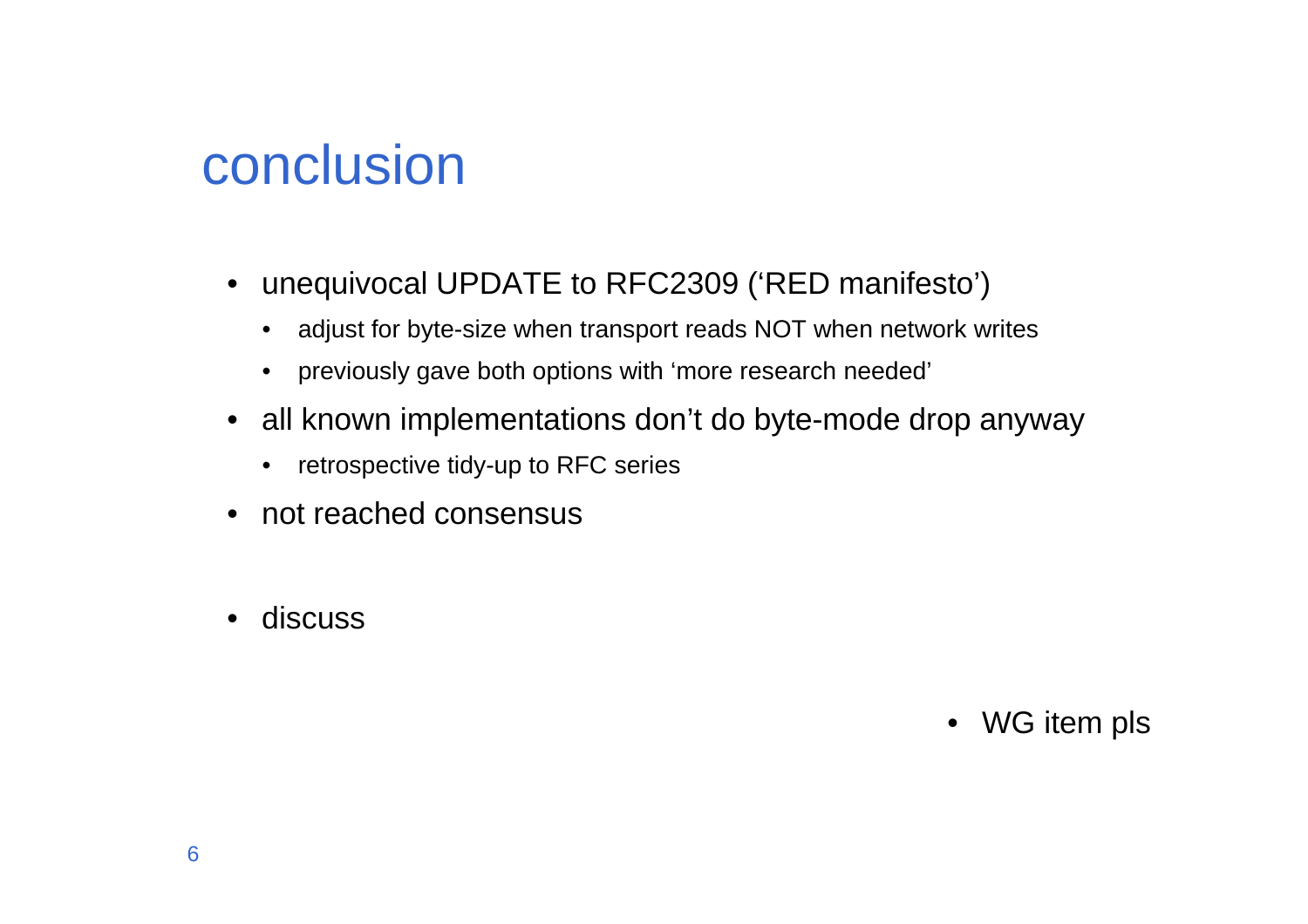# conclusion

- unequivocal UPDATE to RFC2309 (‘RED manifesto’)
  - adjust for byte-size when transport reads NOT when network writes
  - previously gave both options with ‘more research needed’
- all known implementations don’t do byte-mode drop anyway
  - retrospective tidy-up to RFC series
- not reached consensus
- discuss

- WG item pls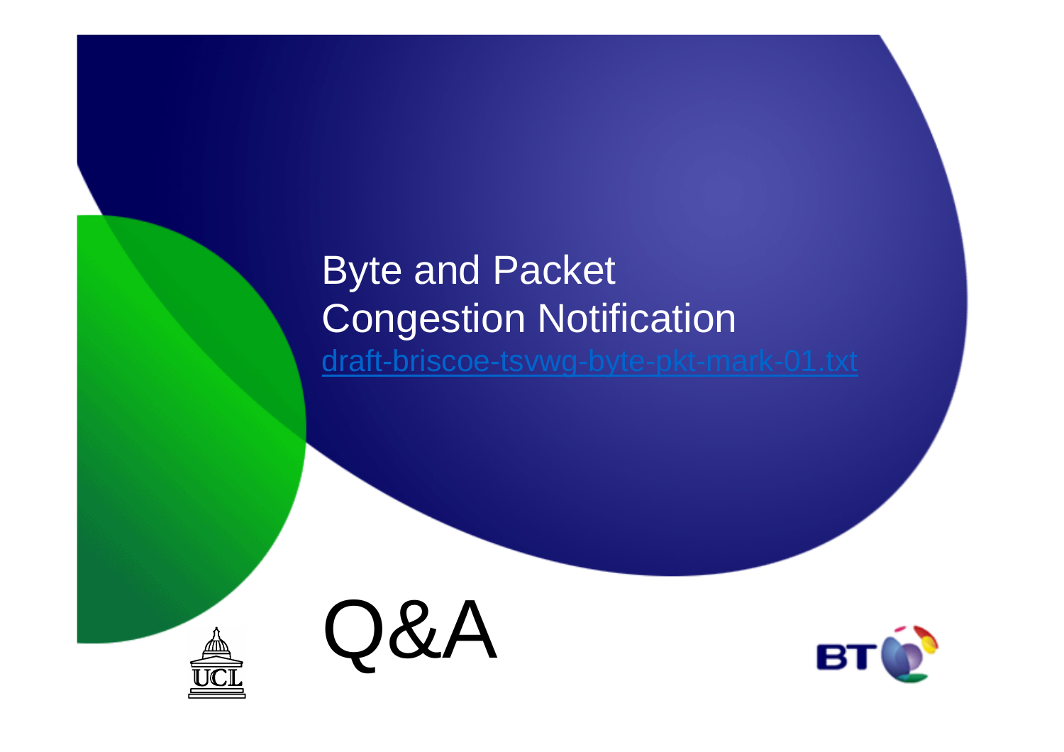# Byte and Packet Congestion Notification

[draft-briscoe-tsvwg-byte-pkt-mark-01.txt](draft-briscoe-tsvwg-byte-pkt-mark-01.txt)

## Q&A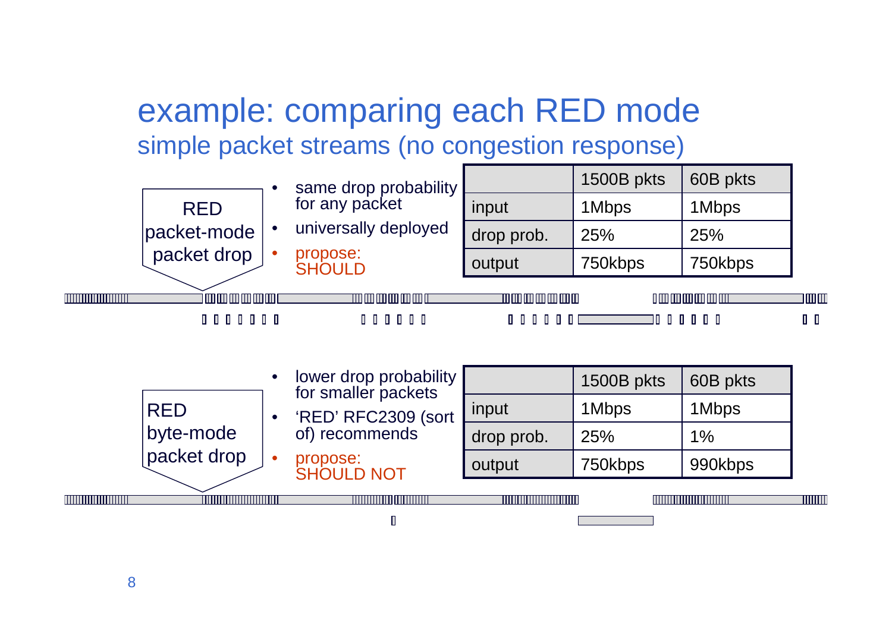# example: comparing each RED mode

## simple packet streams (no congestion response)

**RED packet-mode packet drop**

- same drop probability for any packet
- universally deployed
- propose: SHOULD

| | 1500B pkts | 60B pkts |
|---|---|---|
| input | 1Mbps | 1Mbps |
| drop prob. | 25% | 25% |
| output | 750kbps | 750kbps |

**RED byte-mode packet drop**

- lower drop probability for smaller packets
- 'RED' RFC2309 (sort of) recommends
- propose: SHOULD NOT

| | 1500B pkts | 60B pkts |
|---|---|---|
| input | 1Mbps | 1Mbps |
| drop prob. | 25% | 1% |
| output | 750kbps | 990kbps |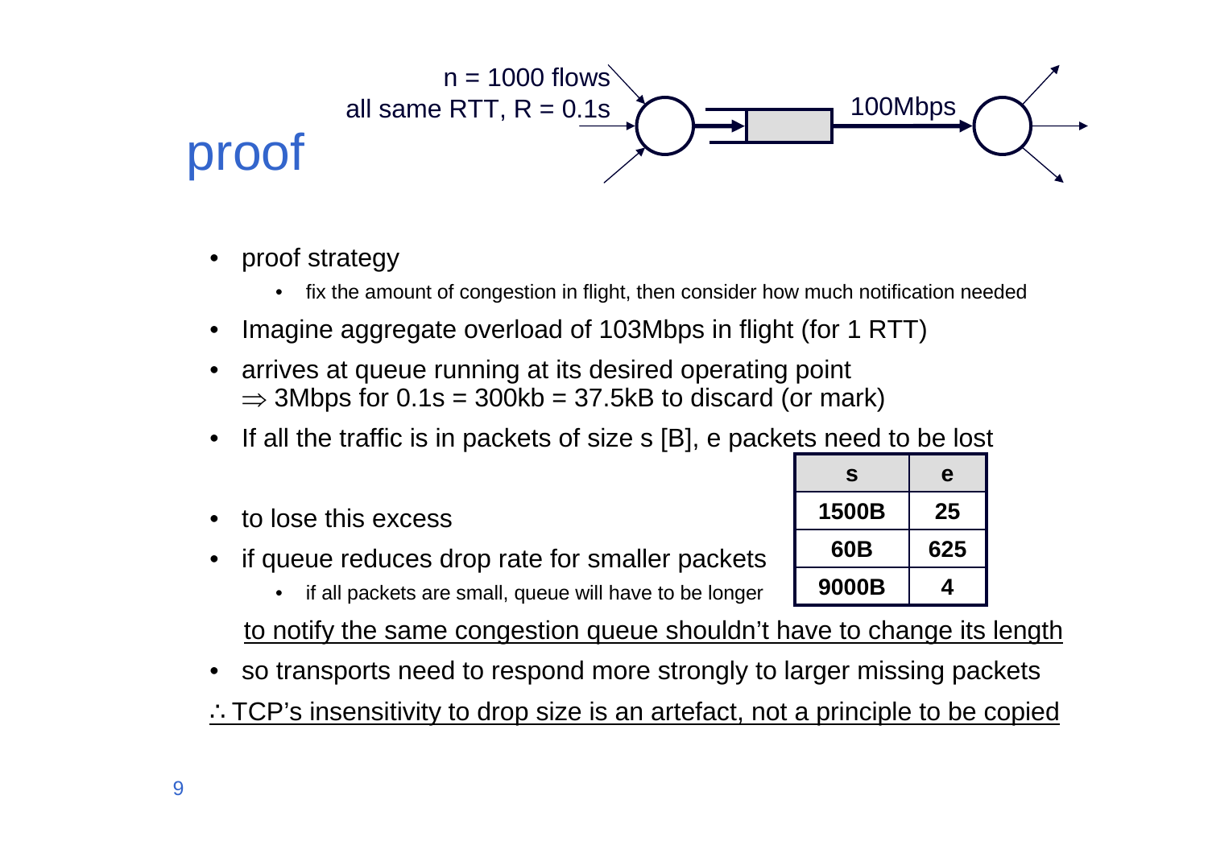# proof

n = 1000 flows
all same RTT, R = 0.1s
100Mbps

- proof strategy
  - fix the amount of congestion in flight, then consider how much notification needed
- Imagine aggregate overload of 103Mbps in flight (for 1 RTT)
- arrives at queue running at its desired operating point
  $\Rightarrow$ 3Mbps for 0.1s = 300kb = 37.5kB to discard (or mark)
- If all the traffic is in packets of size s [B], e packets need to be lost

| s | e |
|---|---|
| 1500B | 25 |
| 60B | 625 |
| 9000B | 4 |

- to lose this excess
- if queue reduces drop rate for smaller packets
  - if all packets are small, queue will have to be longer

<u>to notify the same congestion queue shouldn't have to change its length</u>

- so transports need to respond more strongly to larger missing packets

<u>∴ TCP's insensitivity to drop size is an artefact, not a principle to be copied</u>